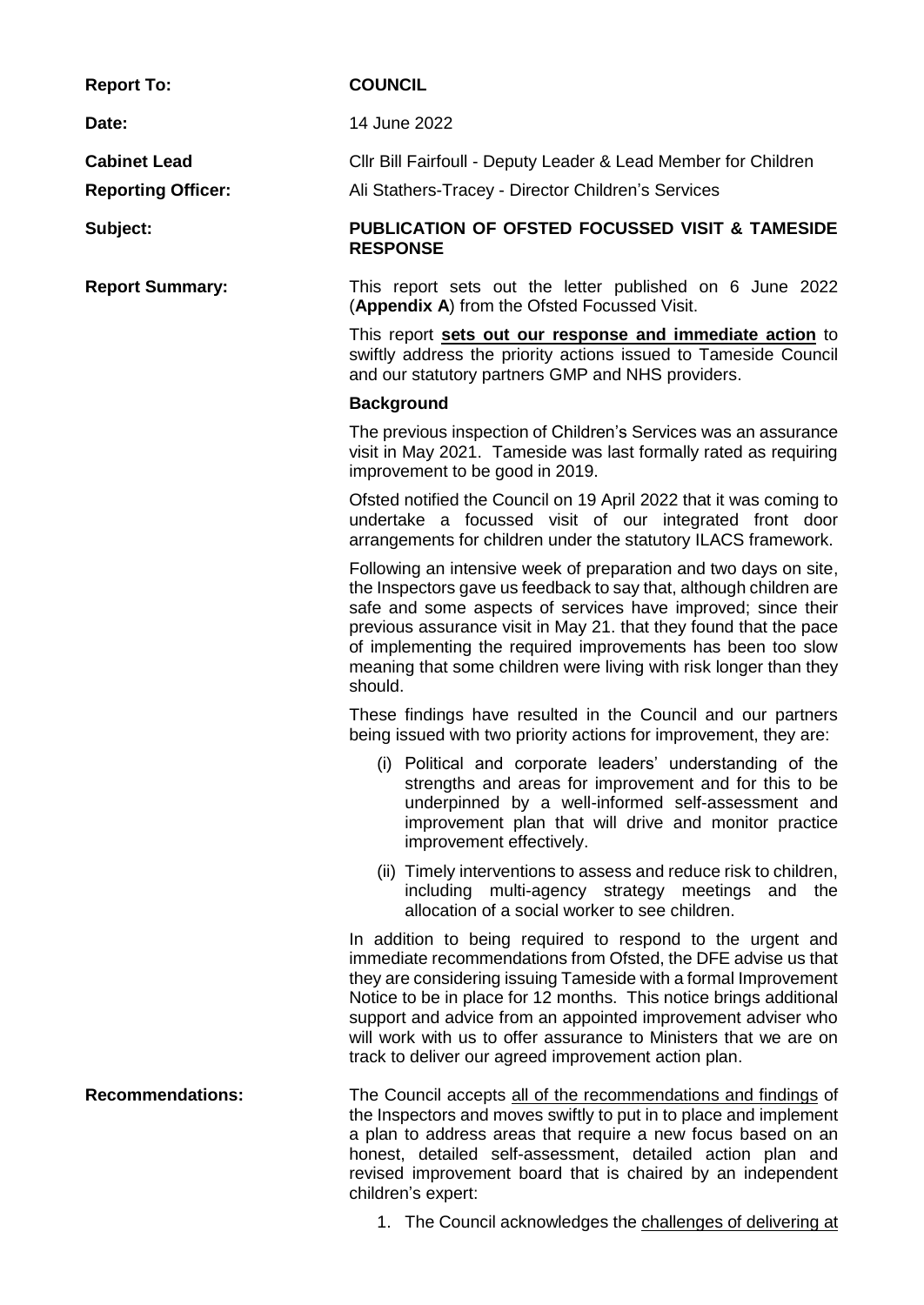**Report To:** **COUNCIL**

**Date:** 14 June 2022

**Cabinet Lead** Cllr Bill Fairfoull - Deputy Leader & Lead Member for Children

**Reporting Officer:** Ali Stathers-Tracey - Director Children's Services

**Subject:** **PUBLICATION OF OFSTED FOCUSSED VISIT & TAMESIDE RESPONSE**

**Report Summary:**

This report sets out the letter published on 6 June 2022 (**Appendix A**) from the Ofsted Focussed Visit.

This report **sets out our response and immediate action** to swiftly address the priority actions issued to Tameside Council and our statutory partners GMP and NHS providers.

**Background**

The previous inspection of Children's Services was an assurance visit in May 2021. Tameside was last formally rated as requiring improvement to be good in 2019.

Ofsted notified the Council on 19 April 2022 that it was coming to undertake a focussed visit of our integrated front door arrangements for children under the statutory ILACS framework.

Following an intensive week of preparation and two days on site, the Inspectors gave us feedback to say that, although children are safe and some aspects of services have improved; since their previous assurance visit in May 21. that they found that the pace of implementing the required improvements has been too slow meaning that some children were living with risk longer than they should.

These findings have resulted in the Council and our partners being issued with two priority actions for improvement, they are:

(i) Political and corporate leaders' understanding of the strengths and areas for improvement and for this to be underpinned by a well-informed self-assessment and improvement plan that will drive and monitor practice improvement effectively.

(ii) Timely interventions to assess and reduce risk to children, including multi-agency strategy meetings and the allocation of a social worker to see children.

In addition to being required to respond to the urgent and immediate recommendations from Ofsted, the DFE advise us that they are considering issuing Tameside with a formal Improvement Notice to be in place for 12 months. This notice brings additional support and advice from an appointed improvement adviser who will work with us to offer assurance to Ministers that we are on track to deliver our agreed improvement action plan.

**Recommendations:**

The Council accepts all of the recommendations and findings of the Inspectors and moves swiftly to put in to place and implement a plan to address areas that require a new focus based on an honest, detailed self-assessment, detailed action plan and revised improvement board that is chaired by an independent children's expert:

1. The Council acknowledges the challenges of delivering at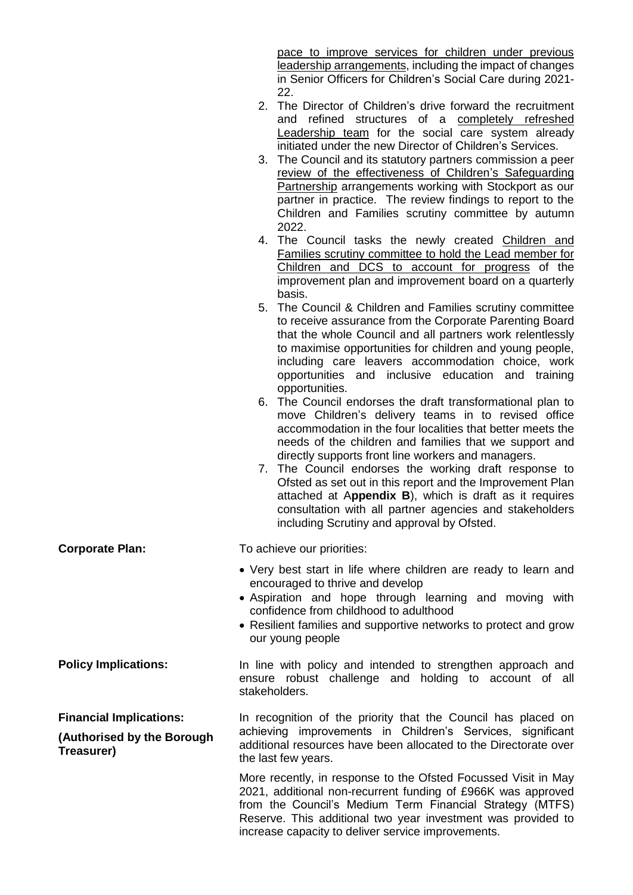pace to improve services for children under previous leadership arrangements, including the impact of changes in Senior Officers for Children's Social Care during 2021-22.

2. The Director of Children's drive forward the recruitment and refined structures of a completely refreshed Leadership team for the social care system already initiated under the new Director of Children's Services.
3. The Council and its statutory partners commission a peer review of the effectiveness of Children's Safeguarding Partnership arrangements working with Stockport as our partner in practice. The review findings to report to the Children and Families scrutiny committee by autumn 2022.
4. The Council tasks the newly created Children and Families scrutiny committee to hold the Lead member for Children and DCS to account for progress of the improvement plan and improvement board on a quarterly basis.
5. The Council & Children and Families scrutiny committee to receive assurance from the Corporate Parenting Board that the whole Council and all partners work relentlessly to maximise opportunities for children and young people, including care leavers accommodation choice, work opportunities and inclusive education and training opportunities.
6. The Council endorses the draft transformational plan to move Children's delivery teams in to revised office accommodation in the four localities that better meets the needs of the children and families that we support and directly supports front line workers and managers.
7. The Council endorses the working draft response to Ofsted as set out in this report and the Improvement Plan attached at A**ppendix B**), which is draft as it requires consultation with all partner agencies and stakeholders including Scrutiny and approval by Ofsted.

**Corporate Plan:**

To achieve our priorities:

- Very best start in life where children are ready to learn and encouraged to thrive and develop
- Aspiration and hope through learning and moving with confidence from childhood to adulthood
- Resilient families and supportive networks to protect and grow our young people

**Policy Implications:**

In line with policy and intended to strengthen approach and ensure robust challenge and holding to account of all stakeholders.

**Financial Implications:**

**(Authorised by the Borough Treasurer)**

In recognition of the priority that the Council has placed on achieving improvements in Children's Services, significant additional resources have been allocated to the Directorate over the last few years.

More recently, in response to the Ofsted Focussed Visit in May 2021, additional non-recurrent funding of £966K was approved from the Council's Medium Term Financial Strategy (MTFS) Reserve. This additional two year investment was provided to increase capacity to deliver service improvements.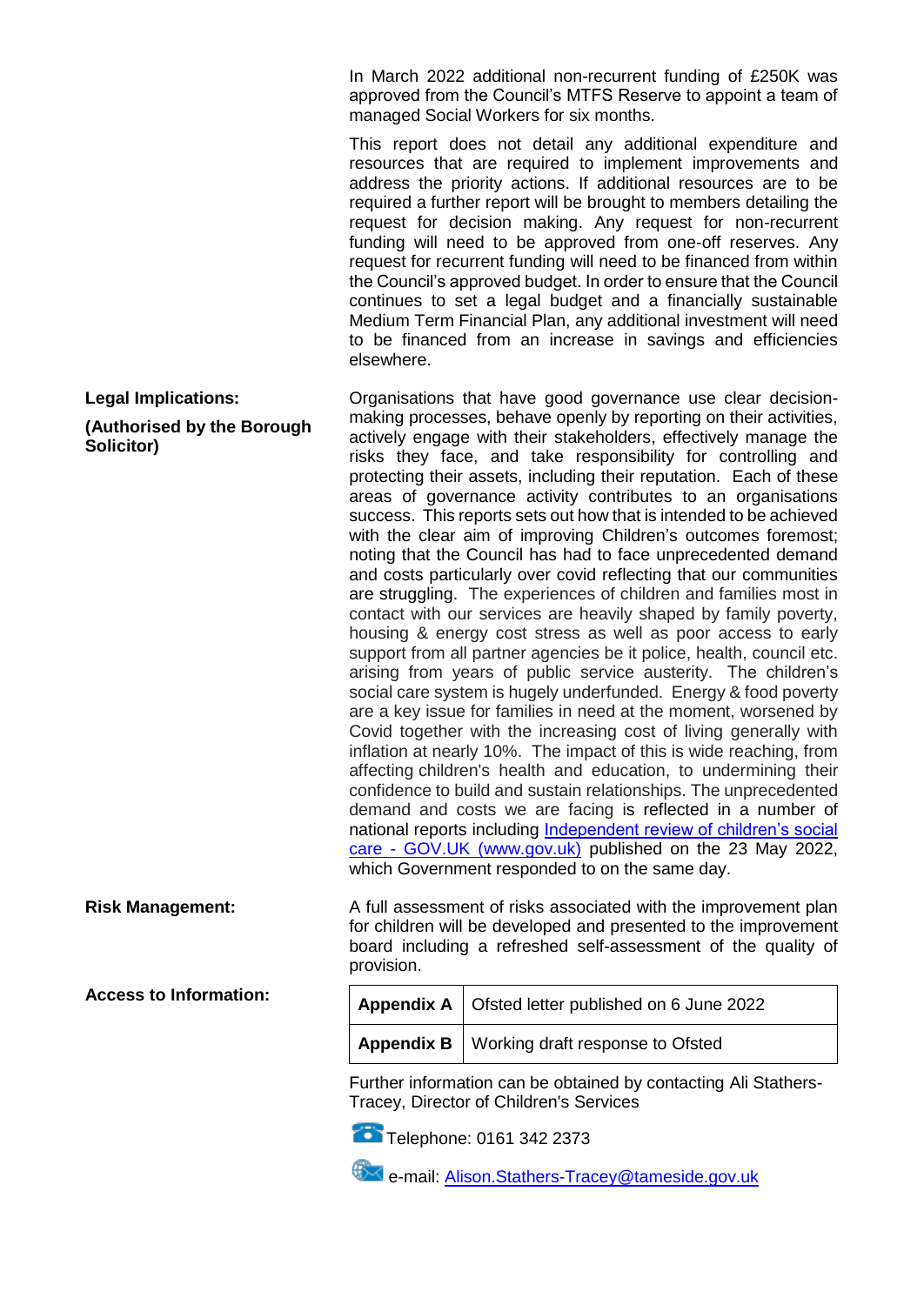In March 2022 additional non-recurrent funding of £250K was approved from the Council's MTFS Reserve to appoint a team of managed Social Workers for six months.

This report does not detail any additional expenditure and resources that are required to implement improvements and address the priority actions. If additional resources are to be required a further report will be brought to members detailing the request for decision making. Any request for non-recurrent funding will need to be approved from one-off reserves. Any request for recurrent funding will need to be financed from within the Council's approved budget. In order to ensure that the Council continues to set a legal budget and a financially sustainable Medium Term Financial Plan, any additional investment will need to be financed from an increase in savings and efficiencies elsewhere.

**Legal Implications:**

**(Authorised by the Borough Solicitor)**

Organisations that have good governance use clear decision-making processes, behave openly by reporting on their activities, actively engage with their stakeholders, effectively manage the risks they face, and take responsibility for controlling and protecting their assets, including their reputation. Each of these areas of governance activity contributes to an organisations success. This reports sets out how that is intended to be achieved with the clear aim of improving Children's outcomes foremost; noting that the Council has had to face unprecedented demand and costs particularly over covid reflecting that our communities are struggling. The experiences of children and families most in contact with our services are heavily shaped by family poverty, housing & energy cost stress as well as poor access to early support from all partner agencies be it police, health, council etc. arising from years of public service austerity. The children's social care system is hugely underfunded. Energy & food poverty are a key issue for families in need at the moment, worsened by Covid together with the increasing cost of living generally with inflation at nearly 10%. The impact of this is wide reaching, from affecting children's health and education, to undermining their confidence to build and sustain relationships. The unprecedented demand and costs we are facing is reflected in a number of national reports including [Independent review of children's social care - GOV.UK (www.gov.uk)](https://www.gov.uk) published on the 23 May 2022, which Government responded to on the same day.

**Risk Management:**

A full assessment of risks associated with the improvement plan for children will be developed and presented to the improvement board including a refreshed self-assessment of the quality of provision.

**Access to Information:**

| | |
|---|---|
| **Appendix A** | Ofsted letter published on 6 June 2022 |
| **Appendix B** | Working draft response to Ofsted |

Further information can be obtained by contacting Ali Stathers-Tracey, Director of Children's Services

Telephone: 0161 342 2373

e-mail: [Alison.Stathers-Tracey@tameside.gov.uk](mailto:Alison.Stathers-Tracey@tameside.gov.uk)